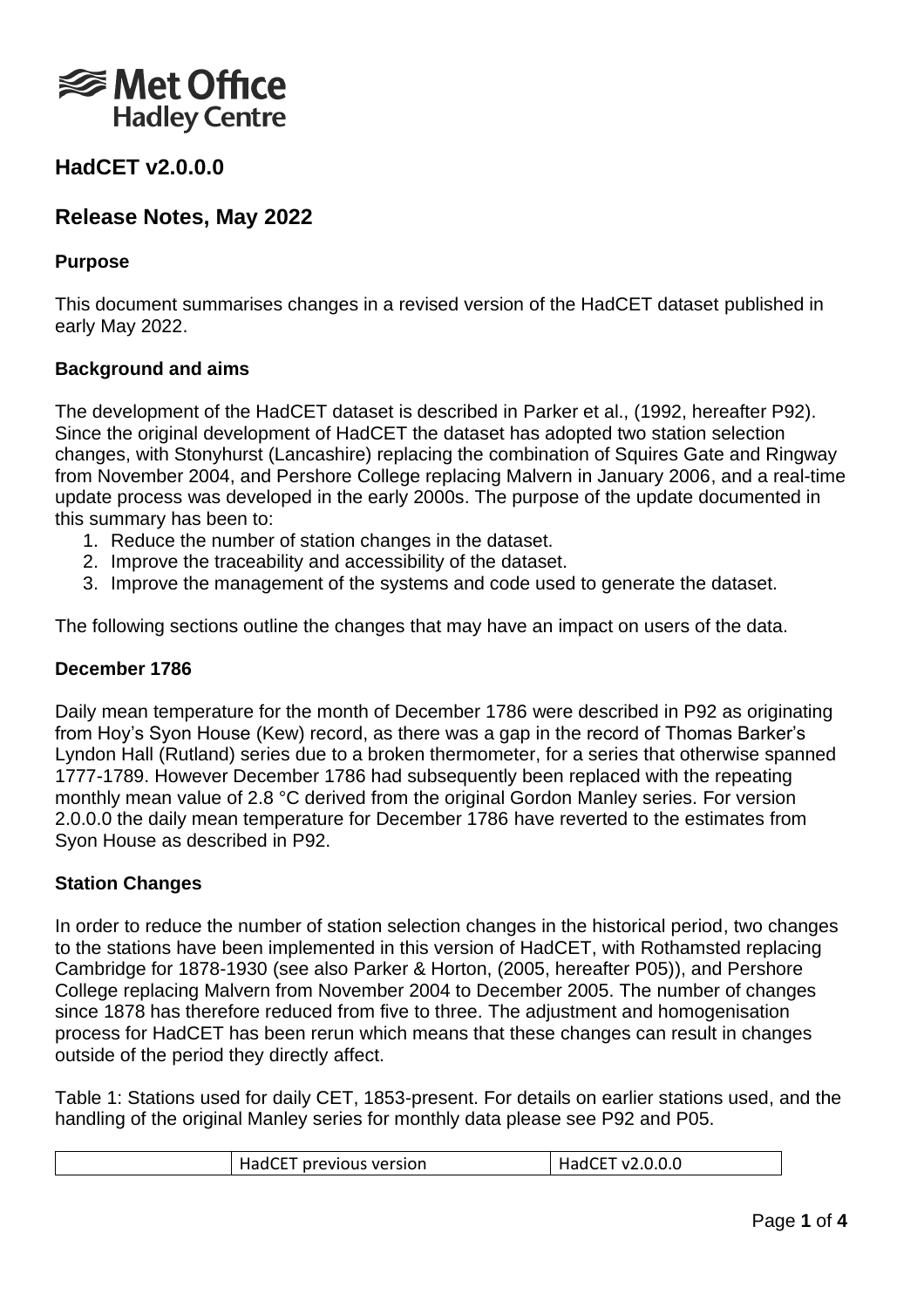# Met Office Hadley Centre

## HadCET v2.0.0.0

## Release Notes, May 2022

### Purpose

This document summarises changes in a revised version of the HadCET dataset published in early May 2022.

### Background and aims

The development of the HadCET dataset is described in Parker et al., (1992, hereafter P92). Since the original development of HadCET the dataset has adopted two station selection changes, with Stonyhurst (Lancashire) replacing the combination of Squires Gate and Ringway from November 2004, and Pershore College replacing Malvern in January 2006, and a real-time update process was developed in the early 2000s. The purpose of the update documented in this summary has been to:

1. Reduce the number of station changes in the dataset.
2. Improve the traceability and accessibility of the dataset.
3. Improve the management of the systems and code used to generate the dataset.

The following sections outline the changes that may have an impact on users of the data.

### December 1786

Daily mean temperature for the month of December 1786 were described in P92 as originating from Hoy's Syon House (Kew) record, as there was a gap in the record of Thomas Barker's Lyndon Hall (Rutland) series due to a broken thermometer, for a series that otherwise spanned 1777-1789. However December 1786 had subsequently been replaced with the repeating monthly mean value of 2.8 °C derived from the original Gordon Manley series. For version 2.0.0.0 the daily mean temperature for December 1786 have reverted to the estimates from Syon House as described in P92.

### Station Changes

In order to reduce the number of station selection changes in the historical period, two changes to the stations have been implemented in this version of HadCET, with Rothamsted replacing Cambridge for 1878-1930 (see also Parker & Horton, (2005, hereafter P05)), and Pershore College replacing Malvern from November 2004 to December 2005. The number of changes since 1878 has therefore reduced from five to three. The adjustment and homogenisation process for HadCET has been rerun which means that these changes can result in changes outside of the period they directly affect.

Table 1: Stations used for daily CET, 1853-present. For details on earlier stations used, and the handling of the original Manley series for monthly data please see P92 and P05.

| | HadCET previous version | HadCET v2.0.0.0 |
|---|---|---|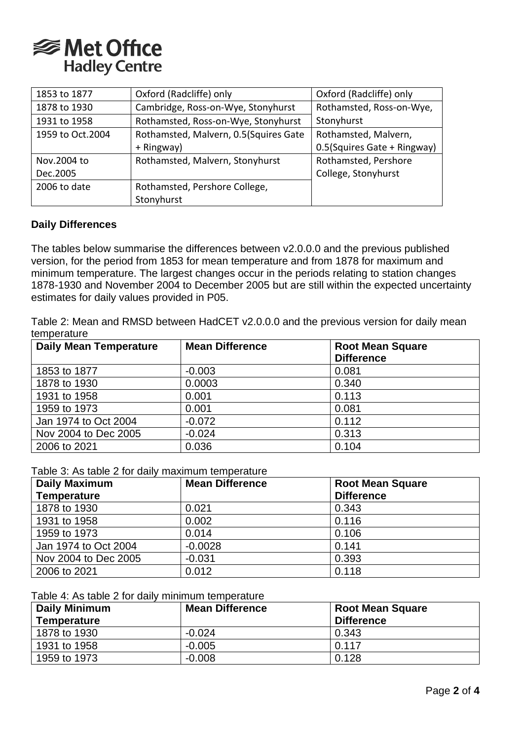| 1853 to 1877 | Oxford (Radcliffe) only | Oxford (Radcliffe) only |
|---|---|---|
| 1878 to 1930 | Cambridge, Ross-on-Wye, Stonyhurst | Rothamsted, Ross-on-Wye, Stonyhurst |
| 1931 to 1958 | Rothamsted, Ross-on-Wye, Stonyhurst | |
| 1959 to Oct.2004 | Rothamsted, Malvern, 0.5(Squires Gate + Ringway) | Rothamsted, Malvern, 0.5(Squires Gate + Ringway) |
| Nov.2004 to Dec.2005 | Rothamsted, Malvern, Stonyhurst | Rothamsted, Pershore College, Stonyhurst |
| 2006 to date | Rothamsted, Pershore College, Stonyhurst | |

### Daily Differences

The tables below summarise the differences between v2.0.0.0 and the previous published version, for the period from 1853 for mean temperature and from 1878 for maximum and minimum temperature. The largest changes occur in the periods relating to station changes 1878-1930 and November 2004 to December 2005 but are still within the expected uncertainty estimates for daily values provided in P05.

Table 2: Mean and RMSD between HadCET v2.0.0.0 and the previous version for daily mean temperature

| Daily Mean Temperature | Mean Difference | Root Mean Square Difference |
|---|---|---|
| 1853 to 1877 | -0.003 | 0.081 |
| 1878 to 1930 | 0.0003 | 0.340 |
| 1931 to 1958 | 0.001 | 0.113 |
| 1959 to 1973 | 0.001 | 0.081 |
| Jan 1974 to Oct 2004 | -0.072 | 0.112 |
| Nov 2004 to Dec 2005 | -0.024 | 0.313 |
| 2006 to 2021 | 0.036 | 0.104 |

Table 3: As table 2 for daily maximum temperature

| Daily Maximum Temperature | Mean Difference | Root Mean Square Difference |
|---|---|---|
| 1878 to 1930 | 0.021 | 0.343 |
| 1931 to 1958 | 0.002 | 0.116 |
| 1959 to 1973 | 0.014 | 0.106 |
| Jan 1974 to Oct 2004 | -0.0028 | 0.141 |
| Nov 2004 to Dec 2005 | -0.031 | 0.393 |
| 2006 to 2021 | 0.012 | 0.118 |

Table 4: As table 2 for daily minimum temperature

| Daily Minimum Temperature | Mean Difference | Root Mean Square Difference |
|---|---|---|
| 1878 to 1930 | -0.024 | 0.343 |
| 1931 to 1958 | -0.005 | 0.117 |
| 1959 to 1973 | -0.008 | 0.128 |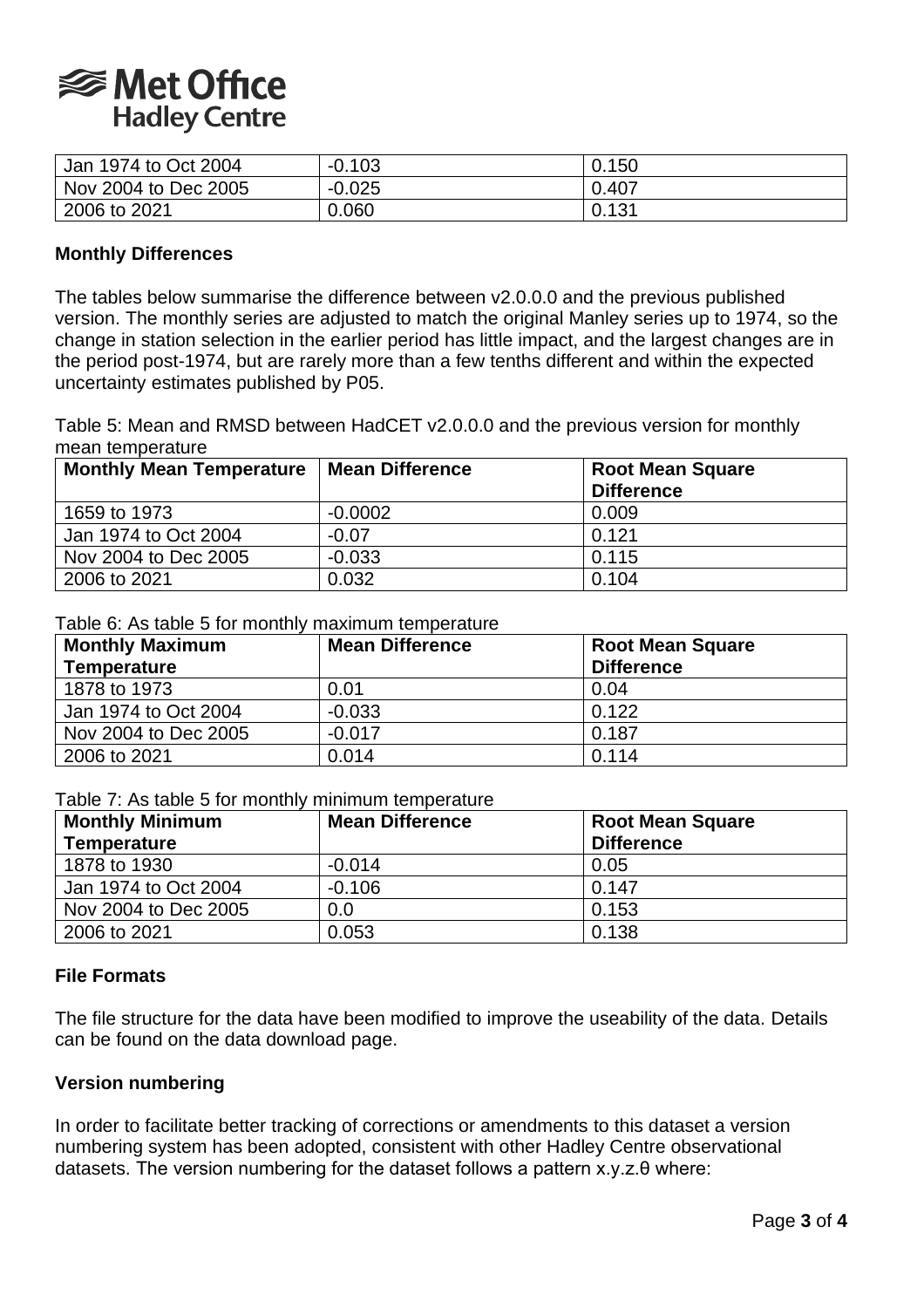| Jan 1974 to Oct 2004 | -0.103 | 0.150 |
|---|---|---|
| Nov 2004 to Dec 2005 | -0.025 | 0.407 |
| 2006 to 2021 | 0.060 | 0.131 |

### Monthly Differences

The tables below summarise the difference between v2.0.0.0 and the previous published version. The monthly series are adjusted to match the original Manley series up to 1974, so the change in station selection in the earlier period has little impact, and the largest changes are in the period post-1974, but are rarely more than a few tenths different and within the expected uncertainty estimates published by P05.

Table 5: Mean and RMSD between HadCET v2.0.0.0 and the previous version for monthly mean temperature

| Monthly Mean Temperature | Mean Difference | Root Mean Square Difference |
|---|---|---|
| 1659 to 1973 | -0.0002 | 0.009 |
| Jan 1974 to Oct 2004 | -0.07 | 0.121 |
| Nov 2004 to Dec 2005 | -0.033 | 0.115 |
| 2006 to 2021 | 0.032 | 0.104 |

Table 6: As table 5 for monthly maximum temperature

| Monthly Maximum Temperature | Mean Difference | Root Mean Square Difference |
|---|---|---|
| 1878 to 1973 | 0.01 | 0.04 |
| Jan 1974 to Oct 2004 | -0.033 | 0.122 |
| Nov 2004 to Dec 2005 | -0.017 | 0.187 |
| 2006 to 2021 | 0.014 | 0.114 |

Table 7: As table 5 for monthly minimum temperature

| Monthly Minimum Temperature | Mean Difference | Root Mean Square Difference |
|---|---|---|
| 1878 to 1930 | -0.014 | 0.05 |
| Jan 1974 to Oct 2004 | -0.106 | 0.147 |
| Nov 2004 to Dec 2005 | 0.0 | 0.153 |
| 2006 to 2021 | 0.053 | 0.138 |

### File Formats

The file structure for the data have been modified to improve the useability of the data. Details can be found on the data download page.

### Version numbering

In order to facilitate better tracking of corrections or amendments to this dataset a version numbering system has been adopted, consistent with other Hadley Centre observational datasets. The version numbering for the dataset follows a pattern x.y.z.θ where: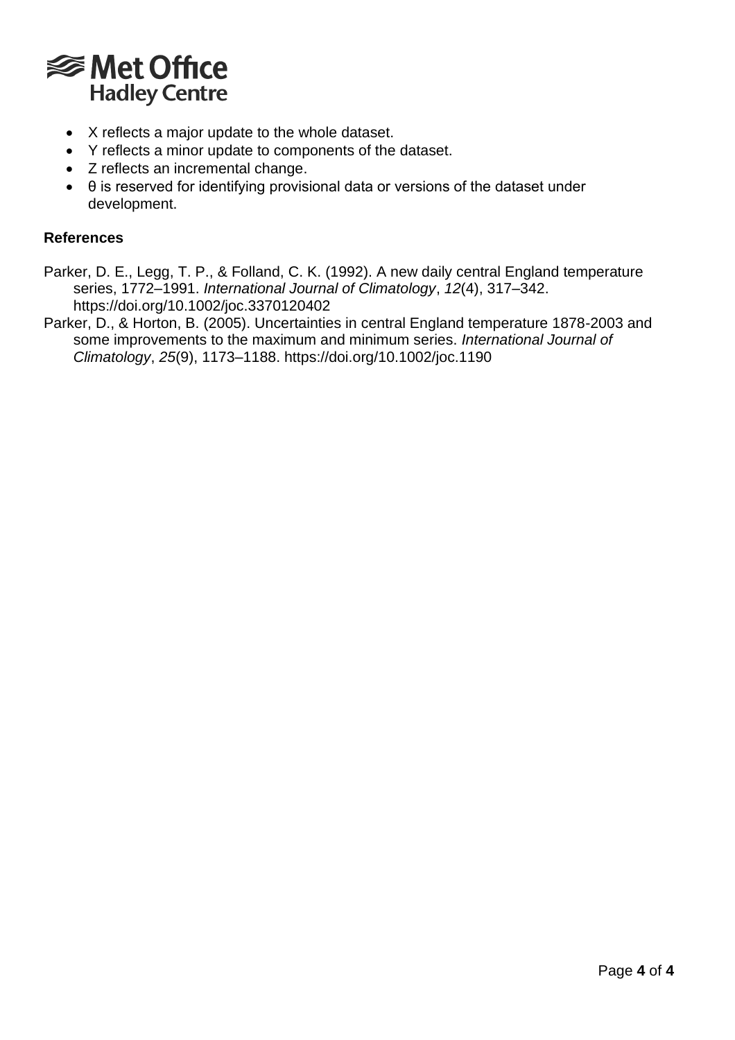- X reflects a major update to the whole dataset.
- Y reflects a minor update to components of the dataset.
- Z reflects an incremental change.
- θ is reserved for identifying provisional data or versions of the dataset under development.

**References**

Parker, D. E., Legg, T. P., & Folland, C. K. (1992). A new daily central England temperature series, 1772–1991. *International Journal of Climatology*, *12*(4), 317–342. https://doi.org/10.1002/joc.3370120402

Parker, D., & Horton, B. (2005). Uncertainties in central England temperature 1878-2003 and some improvements to the maximum and minimum series. *International Journal of Climatology*, *25*(9), 1173–1188. https://doi.org/10.1002/joc.1190